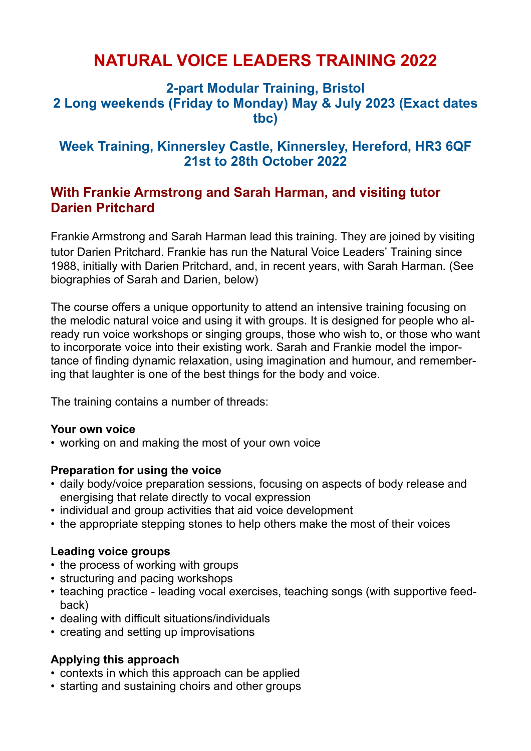# NATURAL VOICE LEADERS TRAINING 2022

## 2-part Modular Training, Bristol
## 2 Long weekends (Friday to Monday) May & July 2023 (Exact dates tbc)

## Week Training, Kinnersley Castle, Kinnersley, Hereford, HR3 6QF
## 21st to 28th October 2022

## With Frankie Armstrong and Sarah Harman, and visiting tutor Darien Pritchard

Frankie Armstrong and Sarah Harman lead this training. They are joined by visiting tutor Darien Pritchard. Frankie has run the Natural Voice Leaders' Training since 1988, initially with Darien Pritchard, and, in recent years, with Sarah Harman. (See biographies of Sarah and Darien, below)

The course offers a unique opportunity to attend an intensive training focusing on the melodic natural voice and using it with groups. It is designed for people who already run voice workshops or singing groups, those who wish to, or those who want to incorporate voice into their existing work. Sarah and Frankie model the importance of finding dynamic relaxation, using imagination and humour, and remembering that laughter is one of the best things for the body and voice.

The training contains a number of threads:

### Your own voice

- working on and making the most of your own voice

### Preparation for using the voice

- daily body/voice preparation sessions, focusing on aspects of body release and energising that relate directly to vocal expression
- individual and group activities that aid voice development
- the appropriate stepping stones to help others make the most of their voices

### Leading voice groups

- the process of working with groups
- structuring and pacing workshops
- teaching practice - leading vocal exercises, teaching songs (with supportive feedback)
- dealing with difficult situations/individuals
- creating and setting up improvisations

### Applying this approach

- contexts in which this approach can be applied
- starting and sustaining choirs and other groups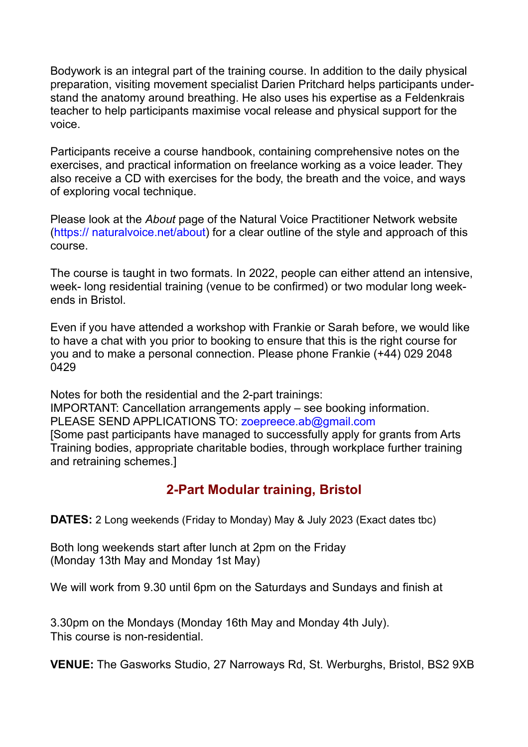Bodywork is an integral part of the training course. In addition to the daily physical preparation, visiting movement specialist Darien Pritchard helps participants understand the anatomy around breathing. He also uses his expertise as a Feldenkrais teacher to help participants maximise vocal release and physical support for the voice.

Participants receive a course handbook, containing comprehensive notes on the exercises, and practical information on freelance working as a voice leader. They also receive a CD with exercises for the body, the breath and the voice, and ways of exploring vocal technique.

Please look at the *About* page of the Natural Voice Practitioner Network website (https:// naturalvoice.net/about) for a clear outline of the style and approach of this course.

The course is taught in two formats. In 2022, people can either attend an intensive, week- long residential training (venue to be confirmed) or two modular long weekends in Bristol.

Even if you have attended a workshop with Frankie or Sarah before, we would like to have a chat with you prior to booking to ensure that this is the right course for you and to make a personal connection. Please phone Frankie (+44) 029 2048 0429

Notes for both the residential and the 2-part trainings:
IMPORTANT: Cancellation arrangements apply – see booking information.
PLEASE SEND APPLICATIONS TO: zoepreece.ab@gmail.com
[Some past participants have managed to successfully apply for grants from Arts Training bodies, appropriate charitable bodies, through workplace further training and retraining schemes.]

## 2-Part Modular training, Bristol

**DATES:** 2 Long weekends (Friday to Monday) May & July 2023 (Exact dates tbc)

Both long weekends start after lunch at 2pm on the Friday
(Monday 13th May and Monday 1st May)

We will work from 9.30 until 6pm on the Saturdays and Sundays and finish at

3.30pm on the Mondays (Monday 16th May and Monday 4th July).
This course is non-residential.

**VENUE:** The Gasworks Studio, 27 Narroways Rd, St. Werburghs, Bristol, BS2 9XB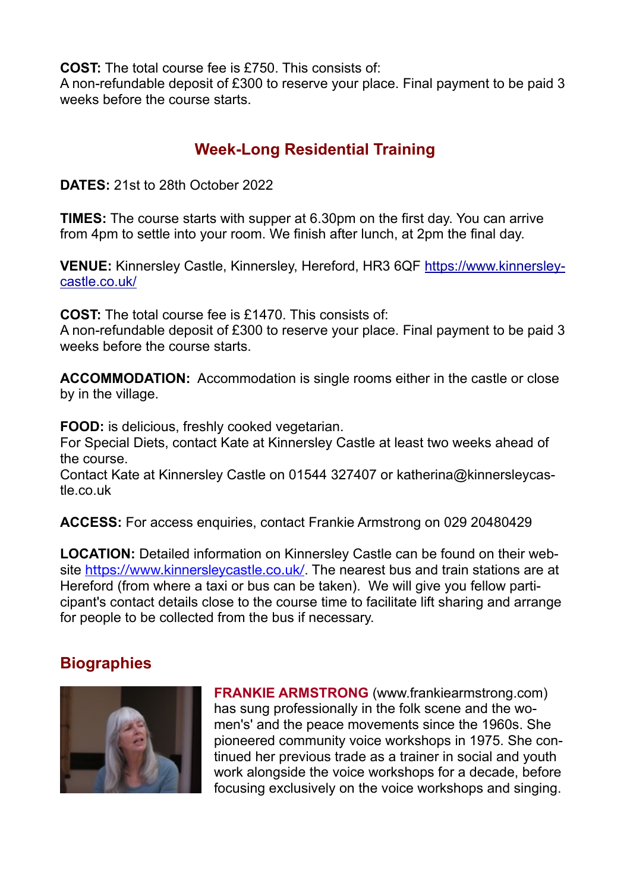**COST:** The total course fee is £750. This consists of:
A non-refundable deposit of £300 to reserve your place. Final payment to be paid 3 weeks before the course starts.

## Week-Long Residential Training

**DATES:** 21st to 28th October 2022

**TIMES:** The course starts with supper at 6.30pm on the first day. You can arrive from 4pm to settle into your room. We finish after lunch, at 2pm the final day.

**VENUE:** Kinnersley Castle, Kinnersley, Hereford, HR3 6QF [https://www.kinnersley-castle.co.uk/](https://www.kinnersley-castle.co.uk/)

**COST:** The total course fee is £1470. This consists of:
A non-refundable deposit of £300 to reserve your place. Final payment to be paid 3 weeks before the course starts.

**ACCOMMODATION:** Accommodation is single rooms either in the castle or close by in the village.

**FOOD:** is delicious, freshly cooked vegetarian.
For Special Diets, contact Kate at Kinnersley Castle at least two weeks ahead of the course.
Contact Kate at Kinnersley Castle on 01544 327407 or katherina@kinnersleycastle.co.uk

**ACCESS:** For access enquiries, contact Frankie Armstrong on 029 20480429

**LOCATION:** Detailed information on Kinnersley Castle can be found on their website [https://www.kinnersleycastle.co.uk/](https://www.kinnersleycastle.co.uk/). The nearest bus and train stations are at Hereford (from where a taxi or bus can be taken). We will give you fellow participant's contact details close to the course time to facilitate lift sharing and arrange for people to be collected from the bus if necessary.

## Biographies

**FRANKIE ARMSTRONG** (www.frankiearmstrong.com) has sung professionally in the folk scene and the women's' and the peace movements since the 1960s. She pioneered community voice workshops in 1975. She continued her previous trade as a trainer in social and youth work alongside the voice workshops for a decade, before focusing exclusively on the voice workshops and singing.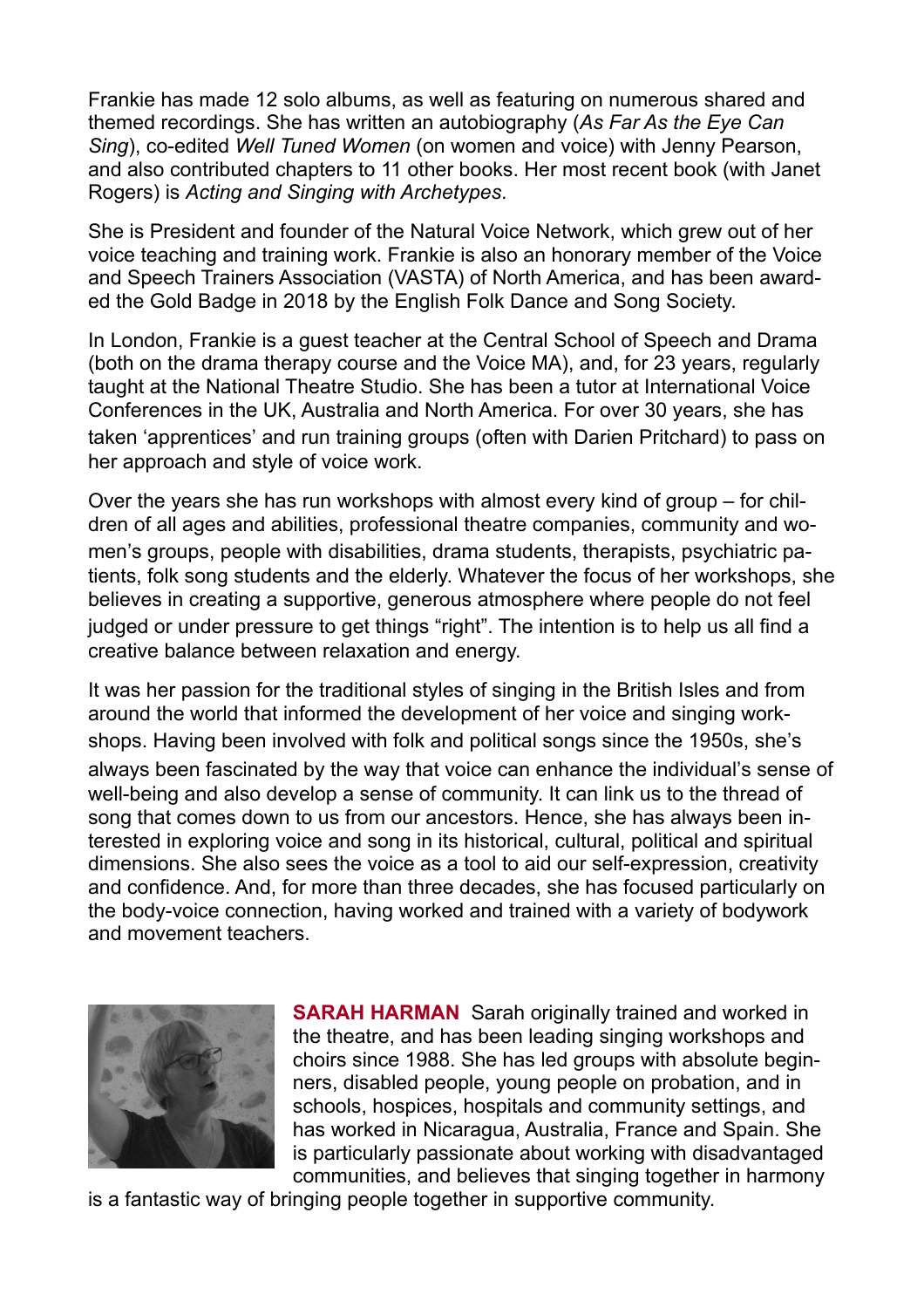Frankie has made 12 solo albums, as well as featuring on numerous shared and themed recordings. She has written an autobiography (*As Far As the Eye Can Sing*), co-edited *Well Tuned Women* (on women and voice) with Jenny Pearson, and also contributed chapters to 11 other books. Her most recent book (with Janet Rogers) is *Acting and Singing with Archetypes*.

She is President and founder of the Natural Voice Network, which grew out of her voice teaching and training work. Frankie is also an honorary member of the Voice and Speech Trainers Association (VASTA) of North America, and has been awarded the Gold Badge in 2018 by the English Folk Dance and Song Society.

In London, Frankie is a guest teacher at the Central School of Speech and Drama (both on the drama therapy course and the Voice MA), and, for 23 years, regularly taught at the National Theatre Studio. She has been a tutor at International Voice Conferences in the UK, Australia and North America. For over 30 years, she has taken 'apprentices' and run training groups (often with Darien Pritchard) to pass on her approach and style of voice work.

Over the years she has run workshops with almost every kind of group – for children of all ages and abilities, professional theatre companies, community and women's groups, people with disabilities, drama students, therapists, psychiatric patients, folk song students and the elderly. Whatever the focus of her workshops, she believes in creating a supportive, generous atmosphere where people do not feel judged or under pressure to get things "right". The intention is to help us all find a creative balance between relaxation and energy.

It was her passion for the traditional styles of singing in the British Isles and from around the world that informed the development of her voice and singing workshops. Having been involved with folk and political songs since the 1950s, she's always been fascinated by the way that voice can enhance the individual's sense of well-being and also develop a sense of community. It can link us to the thread of song that comes down to us from our ancestors. Hence, she has always been interested in exploring voice and song in its historical, cultural, political and spiritual dimensions. She also sees the voice as a tool to aid our self-expression, creativity and confidence. And, for more than three decades, she has focused particularly on the body-voice connection, having worked and trained with a variety of bodywork and movement teachers.

**SARAH HARMAN** Sarah originally trained and worked in the theatre, and has been leading singing workshops and choirs since 1988. She has led groups with absolute beginners, disabled people, young people on probation, and in schools, hospices, hospitals and community settings, and has worked in Nicaragua, Australia, France and Spain. She is particularly passionate about working with disadvantaged communities, and believes that singing together in harmony is a fantastic way of bringing people together in supportive community.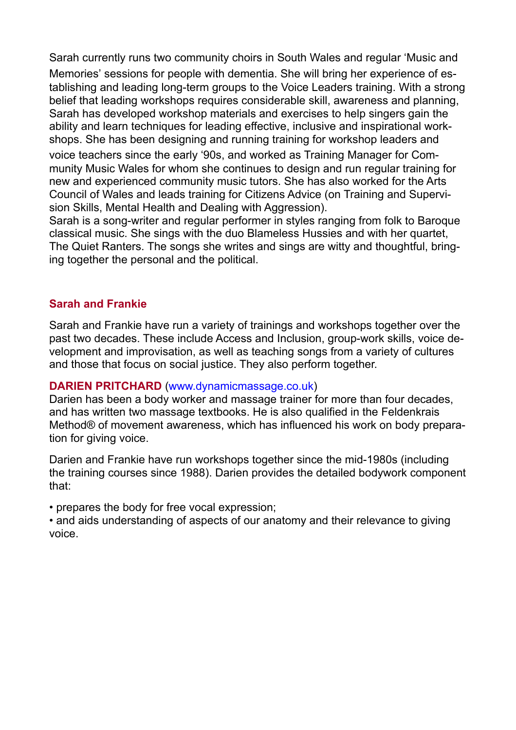Sarah currently runs two community choirs in South Wales and regular 'Music and Memories' sessions for people with dementia. She will bring her experience of establishing and leading long-term groups to the Voice Leaders training. With a strong belief that leading workshops requires considerable skill, awareness and planning, Sarah has developed workshop materials and exercises to help singers gain the ability and learn techniques for leading effective, inclusive and inspirational workshops. She has been designing and running training for workshop leaders and voice teachers since the early '90s, and worked as Training Manager for Community Music Wales for whom she continues to design and run regular training for new and experienced community music tutors. She has also worked for the Arts Council of Wales and leads training for Citizens Advice (on Training and Supervision Skills, Mental Health and Dealing with Aggression).
Sarah is a song-writer and regular performer in styles ranging from folk to Baroque classical music. She sings with the duo Blameless Hussies and with her quartet, The Quiet Ranters. The songs she writes and sings are witty and thoughtful, bringing together the personal and the political.

### Sarah and Frankie

Sarah and Frankie have run a variety of trainings and workshops together over the past two decades. These include Access and Inclusion, group-work skills, voice development and improvisation, as well as teaching songs from a variety of cultures and those that focus on social justice. They also perform together.

**DARIEN PRITCHARD** (www.dynamicmassage.co.uk)
Darien has been a body worker and massage trainer for more than four decades, and has written two massage textbooks. He is also qualified in the Feldenkrais Method® of movement awareness, which has influenced his work on body preparation for giving voice.

Darien and Frankie have run workshops together since the mid-1980s (including the training courses since 1988). Darien provides the detailed bodywork component that:

- prepares the body for free vocal expression;
- and aids understanding of aspects of our anatomy and their relevance to giving voice.